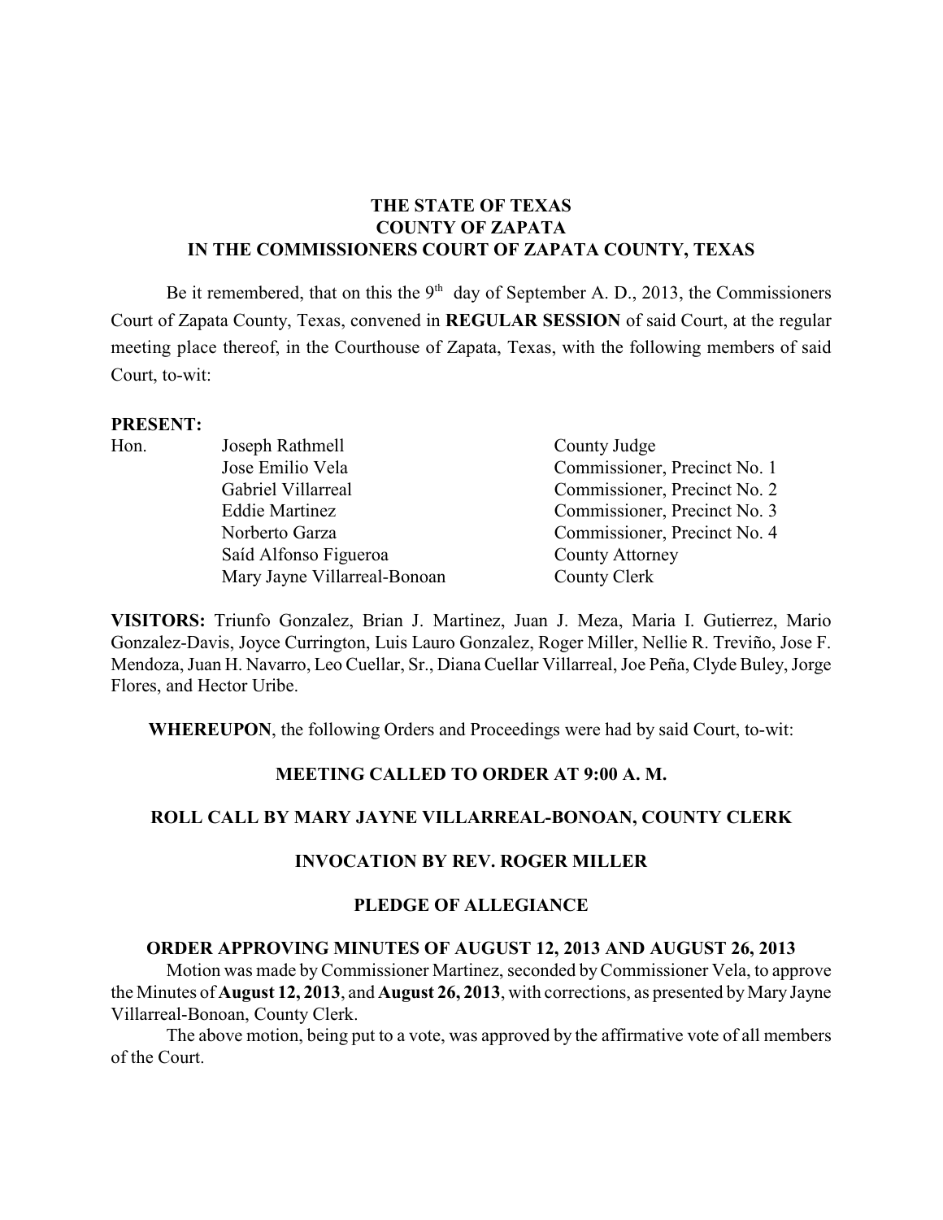**THE STATE OF TEXAS**
**COUNTY OF ZAPATA**
**IN THE COMMISSIONERS COURT OF ZAPATA COUNTY, TEXAS**

Be it remembered, that on this the 9th day of September A. D., 2013, the Commissioners Court of Zapata County, Texas, convened in **REGULAR SESSION** of said Court, at the regular meeting place thereof, in the Courthouse of Zapata, Texas, with the following members of said Court, to-wit:

**PRESENT:**

| | | |
|---|---|---|
| Hon. | Joseph Rathmell | County Judge |
| | Jose Emilio Vela | Commissioner, Precinct No. 1 |
| | Gabriel Villarreal | Commissioner, Precinct No. 2 |
| | Eddie Martinez | Commissioner, Precinct No. 3 |
| | Norberto Garza | Commissioner, Precinct No. 4 |
| | Saíd Alfonso Figueroa | County Attorney |
| | Mary Jayne Villarreal-Bonoan | County Clerk |

**VISITORS:** Triunfo Gonzalez, Brian J. Martinez, Juan J. Meza, Maria I. Gutierrez, Mario Gonzalez-Davis, Joyce Currington, Luis Lauro Gonzalez, Roger Miller, Nellie R. Treviño, Jose F. Mendoza, Juan H. Navarro, Leo Cuellar, Sr., Diana Cuellar Villarreal, Joe Peña, Clyde Buley, Jorge Flores, and Hector Uribe.

**WHEREUPON**, the following Orders and Proceedings were had by said Court, to-wit:

**MEETING CALLED TO ORDER AT 9:00 A. M.**

**ROLL CALL BY MARY JAYNE VILLARREAL-BONOAN, COUNTY CLERK**

**INVOCATION BY REV. ROGER MILLER**

**PLEDGE OF ALLEGIANCE**

**ORDER APPROVING MINUTES OF AUGUST 12, 2013 AND AUGUST 26, 2013**

Motion was made by Commissioner Martinez, seconded by Commissioner Vela, to approve the Minutes of **August 12, 2013**, and **August 26, 2013**, with corrections, as presented by Mary Jayne Villarreal-Bonoan, County Clerk.

The above motion, being put to a vote, was approved by the affirmative vote of all members of the Court.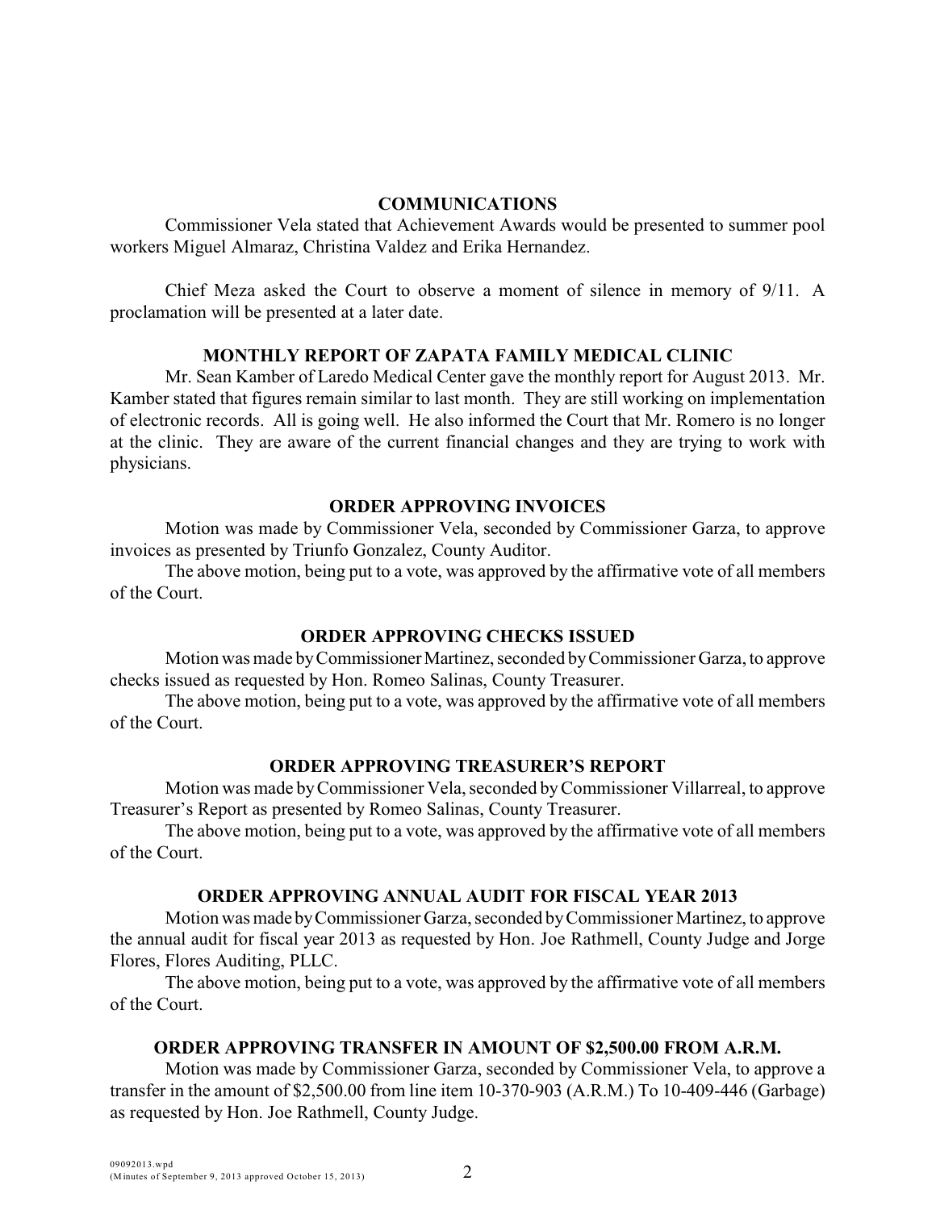## COMMUNICATIONS

Commissioner Vela stated that Achievement Awards would be presented to summer pool workers Miguel Almaraz, Christina Valdez and Erika Hernandez.

Chief Meza asked the Court to observe a moment of silence in memory of 9/11. A proclamation will be presented at a later date.

## MONTHLY REPORT OF ZAPATA FAMILY MEDICAL CLINIC

Mr. Sean Kamber of Laredo Medical Center gave the monthly report for August 2013. Mr. Kamber stated that figures remain similar to last month. They are still working on implementation of electronic records. All is going well. He also informed the Court that Mr. Romero is no longer at the clinic. They are aware of the current financial changes and they are trying to work with physicians.

## ORDER APPROVING INVOICES

Motion was made by Commissioner Vela, seconded by Commissioner Garza, to approve invoices as presented by Triunfo Gonzalez, County Auditor.

The above motion, being put to a vote, was approved by the affirmative vote of all members of the Court.

## ORDER APPROVING CHECKS ISSUED

Motion was made by Commissioner Martinez, seconded by Commissioner Garza, to approve checks issued as requested by Hon. Romeo Salinas, County Treasurer.

The above motion, being put to a vote, was approved by the affirmative vote of all members of the Court.

## ORDER APPROVING TREASURER'S REPORT

Motion was made by Commissioner Vela, seconded by Commissioner Villarreal, to approve Treasurer's Report as presented by Romeo Salinas, County Treasurer.

The above motion, being put to a vote, was approved by the affirmative vote of all members of the Court.

## ORDER APPROVING ANNUAL AUDIT FOR FISCAL YEAR 2013

Motion was made by Commissioner Garza, seconded by Commissioner Martinez, to approve the annual audit for fiscal year 2013 as requested by Hon. Joe Rathmell, County Judge and Jorge Flores, Flores Auditing, PLLC.

The above motion, being put to a vote, was approved by the affirmative vote of all members of the Court.

## ORDER APPROVING TRANSFER IN AMOUNT OF $2,500.00 FROM A.R.M.

Motion was made by Commissioner Garza, seconded by Commissioner Vela, to approve a transfer in the amount of $2,500.00 from line item 10-370-903 (A.R.M.) To 10-409-446 (Garbage) as requested by Hon. Joe Rathmell, County Judge.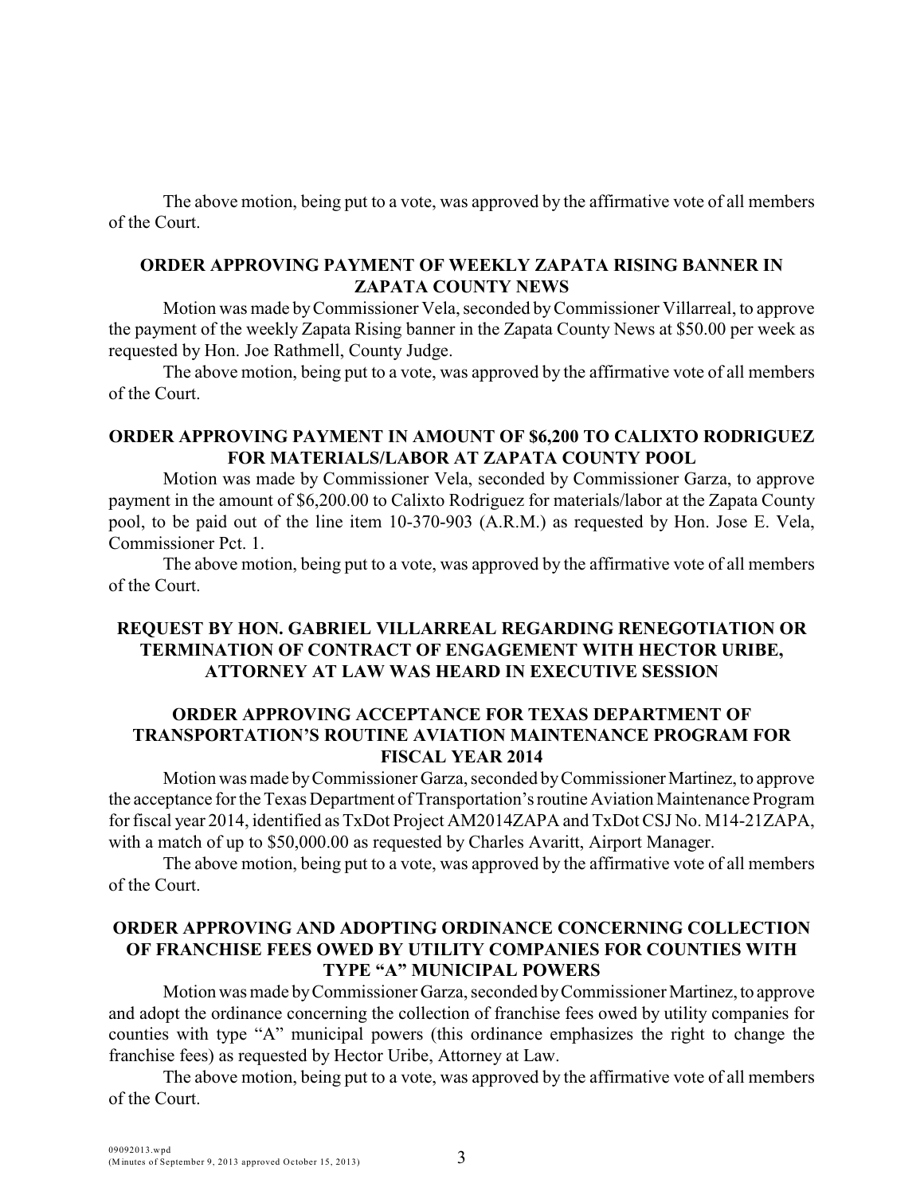The above motion, being put to a vote, was approved by the affirmative vote of all members of the Court.

### ORDER APPROVING PAYMENT OF WEEKLY ZAPATA RISING BANNER IN ZAPATA COUNTY NEWS

Motion was made by Commissioner Vela, seconded by Commissioner Villarreal, to approve the payment of the weekly Zapata Rising banner in the Zapata County News at $50.00 per week as requested by Hon. Joe Rathmell, County Judge.

The above motion, being put to a vote, was approved by the affirmative vote of all members of the Court.

### ORDER APPROVING PAYMENT IN AMOUNT OF $6,200 TO CALIXTO RODRIGUEZ FOR MATERIALS/LABOR AT ZAPATA COUNTY POOL

Motion was made by Commissioner Vela, seconded by Commissioner Garza, to approve payment in the amount of $6,200.00 to Calixto Rodriguez for materials/labor at the Zapata County pool, to be paid out of the line item 10-370-903 (A.R.M.) as requested by Hon. Jose E. Vela, Commissioner Pct. 1.

The above motion, being put to a vote, was approved by the affirmative vote of all members of the Court.

### REQUEST BY HON. GABRIEL VILLARREAL REGARDING RENEGOTIATION OR TERMINATION OF CONTRACT OF ENGAGEMENT WITH HECTOR URIBE, ATTORNEY AT LAW WAS HEARD IN EXECUTIVE SESSION

### ORDER APPROVING ACCEPTANCE FOR TEXAS DEPARTMENT OF TRANSPORTATION'S ROUTINE AVIATION MAINTENANCE PROGRAM FOR FISCAL YEAR 2014

Motion was made by Commissioner Garza, seconded by Commissioner Martinez, to approve the acceptance for the Texas Department of Transportation's routine Aviation Maintenance Program for fiscal year 2014, identified as TxDot Project AM2014ZAPA and TxDot CSJ No. M14-21ZAPA, with a match of up to $50,000.00 as requested by Charles Avaritt, Airport Manager.

The above motion, being put to a vote, was approved by the affirmative vote of all members of the Court.

### ORDER APPROVING AND ADOPTING ORDINANCE CONCERNING COLLECTION OF FRANCHISE FEES OWED BY UTILITY COMPANIES FOR COUNTIES WITH TYPE "A" MUNICIPAL POWERS

Motion was made by Commissioner Garza, seconded by Commissioner Martinez, to approve and adopt the ordinance concerning the collection of franchise fees owed by utility companies for counties with type "A" municipal powers (this ordinance emphasizes the right to change the franchise fees) as requested by Hector Uribe, Attorney at Law.

The above motion, being put to a vote, was approved by the affirmative vote of all members of the Court.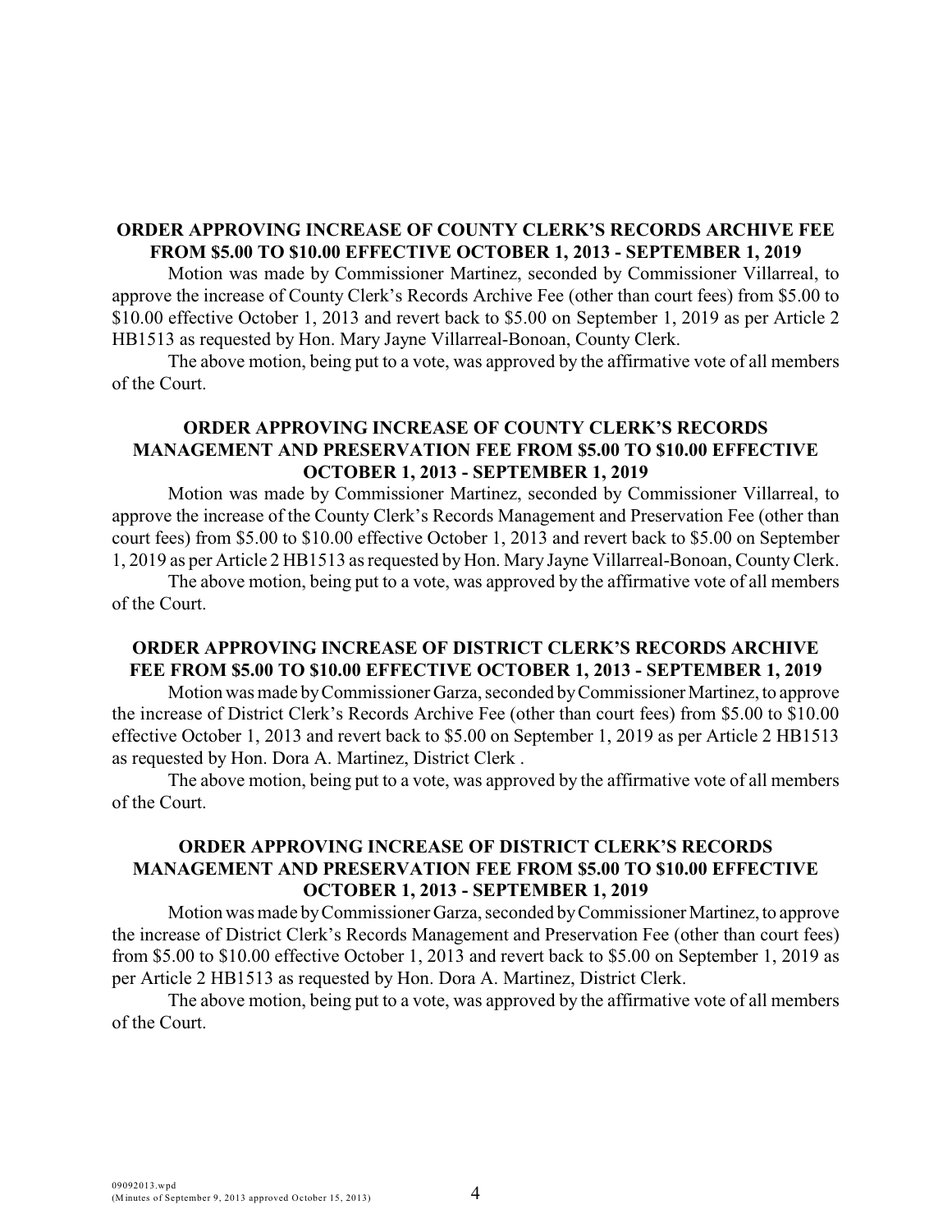**ORDER APPROVING INCREASE OF COUNTY CLERK'S RECORDS ARCHIVE FEE FROM $5.00 TO $10.00 EFFECTIVE OCTOBER 1, 2013 - SEPTEMBER 1, 2019**

Motion was made by Commissioner Martinez, seconded by Commissioner Villarreal, to approve the increase of County Clerk's Records Archive Fee (other than court fees) from $5.00 to $10.00 effective October 1, 2013 and revert back to $5.00 on September 1, 2019 as per Article 2 HB1513 as requested by Hon. Mary Jayne Villarreal-Bonoan, County Clerk.

The above motion, being put to a vote, was approved by the affirmative vote of all members of the Court.

**ORDER APPROVING INCREASE OF COUNTY CLERK'S RECORDS MANAGEMENT AND PRESERVATION FEE FROM $5.00 TO $10.00 EFFECTIVE OCTOBER 1, 2013 - SEPTEMBER 1, 2019**

Motion was made by Commissioner Martinez, seconded by Commissioner Villarreal, to approve the increase of the County Clerk's Records Management and Preservation Fee (other than court fees) from $5.00 to $10.00 effective October 1, 2013 and revert back to $5.00 on September 1, 2019 as per Article 2 HB1513 as requested by Hon. Mary Jayne Villarreal-Bonoan, County Clerk.

The above motion, being put to a vote, was approved by the affirmative vote of all members of the Court.

**ORDER APPROVING INCREASE OF DISTRICT CLERK'S RECORDS ARCHIVE FEE FROM $5.00 TO $10.00 EFFECTIVE OCTOBER 1, 2013 - SEPTEMBER 1, 2019**

Motion was made by Commissioner Garza, seconded by Commissioner Martinez, to approve the increase of District Clerk's Records Archive Fee (other than court fees) from $5.00 to $10.00 effective October 1, 2013 and revert back to $5.00 on September 1, 2019 as per Article 2 HB1513 as requested by Hon. Dora A. Martinez, District Clerk .

The above motion, being put to a vote, was approved by the affirmative vote of all members of the Court.

**ORDER APPROVING INCREASE OF DISTRICT CLERK'S RECORDS MANAGEMENT AND PRESERVATION FEE FROM $5.00 TO $10.00 EFFECTIVE OCTOBER 1, 2013 - SEPTEMBER 1, 2019**

Motion was made by Commissioner Garza, seconded by Commissioner Martinez, to approve the increase of District Clerk's Records Management and Preservation Fee (other than court fees) from $5.00 to $10.00 effective October 1, 2013 and revert back to $5.00 on September 1, 2019 as per Article 2 HB1513 as requested by Hon. Dora A. Martinez, District Clerk.

The above motion, being put to a vote, was approved by the affirmative vote of all members of the Court.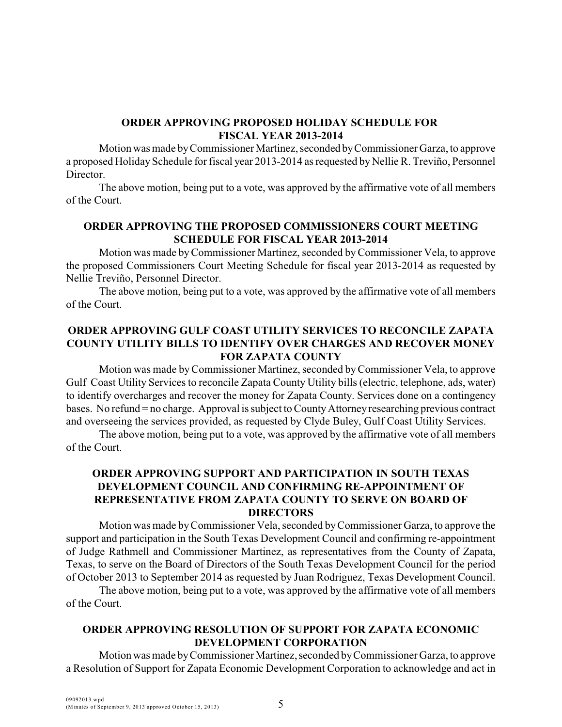### ORDER APPROVING PROPOSED HOLIDAY SCHEDULE FOR FISCAL YEAR 2013-2014

Motion was made by Commissioner Martinez, seconded by Commissioner Garza, to approve a proposed Holiday Schedule for fiscal year 2013-2014 as requested by Nellie R. Treviño, Personnel Director.

The above motion, being put to a vote, was approved by the affirmative vote of all members of the Court.

### ORDER APPROVING THE PROPOSED COMMISSIONERS COURT MEETING SCHEDULE FOR FISCAL YEAR 2013-2014

Motion was made by Commissioner Martinez, seconded by Commissioner Vela, to approve the proposed Commissioners Court Meeting Schedule for fiscal year 2013-2014 as requested by Nellie Treviño, Personnel Director.

The above motion, being put to a vote, was approved by the affirmative vote of all members of the Court.

### ORDER APPROVING GULF COAST UTILITY SERVICES TO RECONCILE ZAPATA COUNTY UTILITY BILLS TO IDENTIFY OVER CHARGES AND RECOVER MONEY FOR ZAPATA COUNTY

Motion was made by Commissioner Martinez, seconded by Commissioner Vela, to approve Gulf Coast Utility Services to reconcile Zapata County Utility bills (electric, telephone, ads, water) to identify overcharges and recover the money for Zapata County. Services done on a contingency bases. No refund = no charge. Approval is subject to County Attorney researching previous contract and overseeing the services provided, as requested by Clyde Buley, Gulf Coast Utility Services.

The above motion, being put to a vote, was approved by the affirmative vote of all members of the Court.

### ORDER APPROVING SUPPORT AND PARTICIPATION IN SOUTH TEXAS DEVELOPMENT COUNCIL AND CONFIRMING RE-APPOINTMENT OF REPRESENTATIVE FROM ZAPATA COUNTY TO SERVE ON BOARD OF DIRECTORS

Motion was made by Commissioner Vela, seconded by Commissioner Garza, to approve the support and participation in the South Texas Development Council and confirming re-appointment of Judge Rathmell and Commissioner Martinez, as representatives from the County of Zapata, Texas, to serve on the Board of Directors of the South Texas Development Council for the period of October 2013 to September 2014 as requested by Juan Rodriguez, Texas Development Council.

The above motion, being put to a vote, was approved by the affirmative vote of all members of the Court.

### ORDER APPROVING RESOLUTION OF SUPPORT FOR ZAPATA ECONOMIC DEVELOPMENT CORPORATION

Motion was made by Commissioner Martinez, seconded by Commissioner Garza, to approve a Resolution of Support for Zapata Economic Development Corporation to acknowledge and act in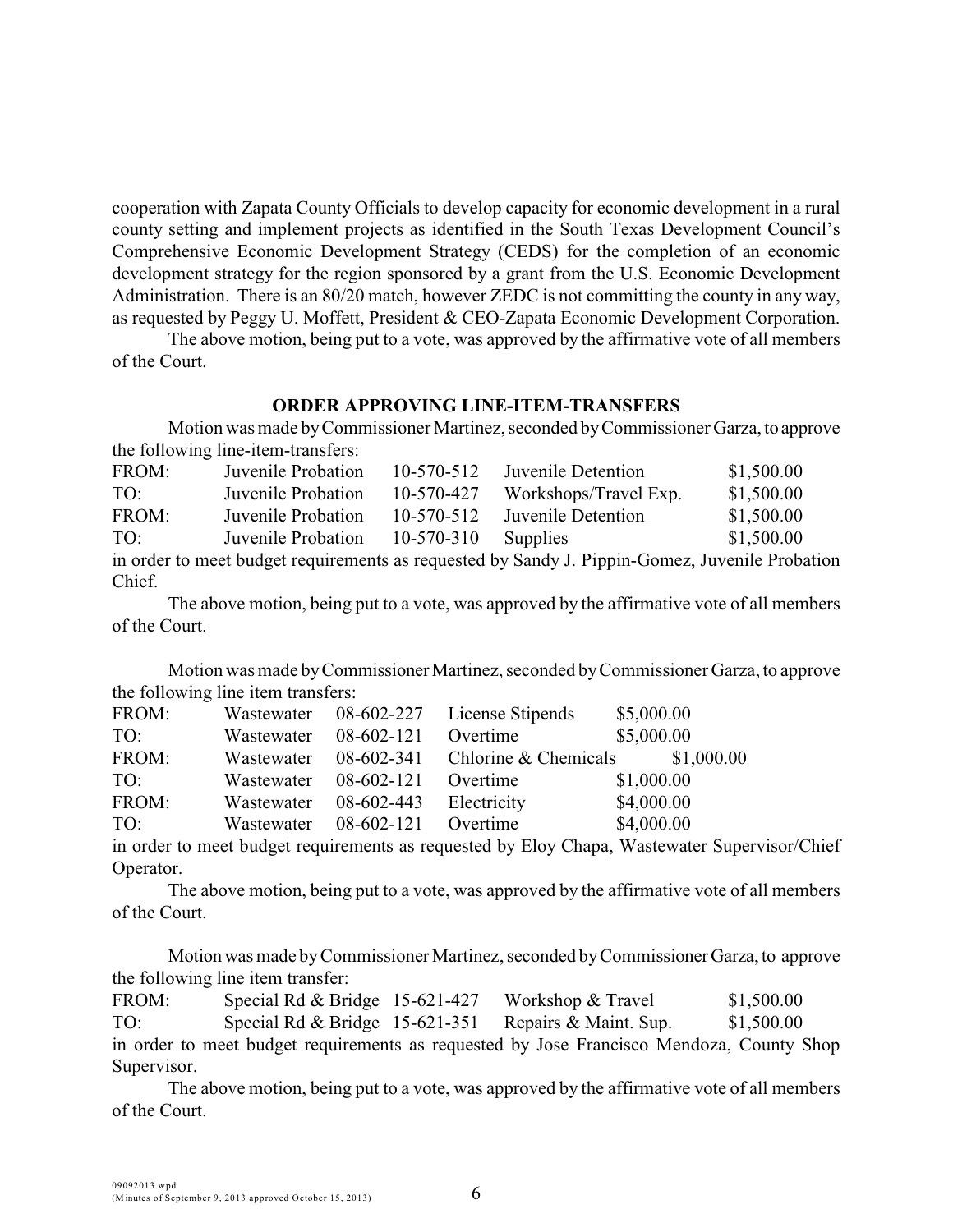cooperation with Zapata County Officials to develop capacity for economic development in a rural county setting and implement projects as identified in the South Texas Development Council's Comprehensive Economic Development Strategy (CEDS) for the completion of an economic development strategy for the region sponsored by a grant from the U.S. Economic Development Administration. There is an 80/20 match, however ZEDC is not committing the county in any way, as requested by Peggy U. Moffett, President & CEO-Zapata Economic Development Corporation.

The above motion, being put to a vote, was approved by the affirmative vote of all members of the Court.

**ORDER APPROVING LINE-ITEM-TRANSFERS**

Motion was made by Commissioner Martinez, seconded by Commissioner Garza, to approve the following line-item-transfers:

| | | | | |
|---|---|---|---|---|
| FROM: | Juvenile Probation | 10-570-512 | Juvenile Detention | $1,500.00 |
| TO: | Juvenile Probation | 10-570-427 | Workshops/Travel Exp. | $1,500.00 |
| FROM: | Juvenile Probation | 10-570-512 | Juvenile Detention | $1,500.00 |
| TO: | Juvenile Probation | 10-570-310 | Supplies | $1,500.00 |

in order to meet budget requirements as requested by Sandy J. Pippin-Gomez, Juvenile Probation Chief.

The above motion, being put to a vote, was approved by the affirmative vote of all members of the Court.

Motion was made by Commissioner Martinez, seconded by Commissioner Garza, to approve the following line item transfers:

| | | | | |
|---|---|---|---|---|
| FROM: | Wastewater | 08-602-227 | License Stipends | $5,000.00 |
| TO: | Wastewater | 08-602-121 | Overtime | $5,000.00 |
| FROM: | Wastewater | 08-602-341 | Chlorine & Chemicals | $1,000.00 |
| TO: | Wastewater | 08-602-121 | Overtime | $1,000.00 |
| FROM: | Wastewater | 08-602-443 | Electricity | $4,000.00 |
| TO: | Wastewater | 08-602-121 | Overtime | $4,000.00 |

in order to meet budget requirements as requested by Eloy Chapa, Wastewater Supervisor/Chief Operator.

The above motion, being put to a vote, was approved by the affirmative vote of all members of the Court.

Motion was made by Commissioner Martinez, seconded by Commissioner Garza, to approve the following line item transfer:

| | | | | |
|---|---|---|---|---|
| FROM: | Special Rd & Bridge | 15-621-427 | Workshop & Travel | $1,500.00 |
| TO: | Special Rd & Bridge | 15-621-351 | Repairs & Maint. Sup. | $1,500.00 |

in order to meet budget requirements as requested by Jose Francisco Mendoza, County Shop Supervisor.

The above motion, being put to a vote, was approved by the affirmative vote of all members of the Court.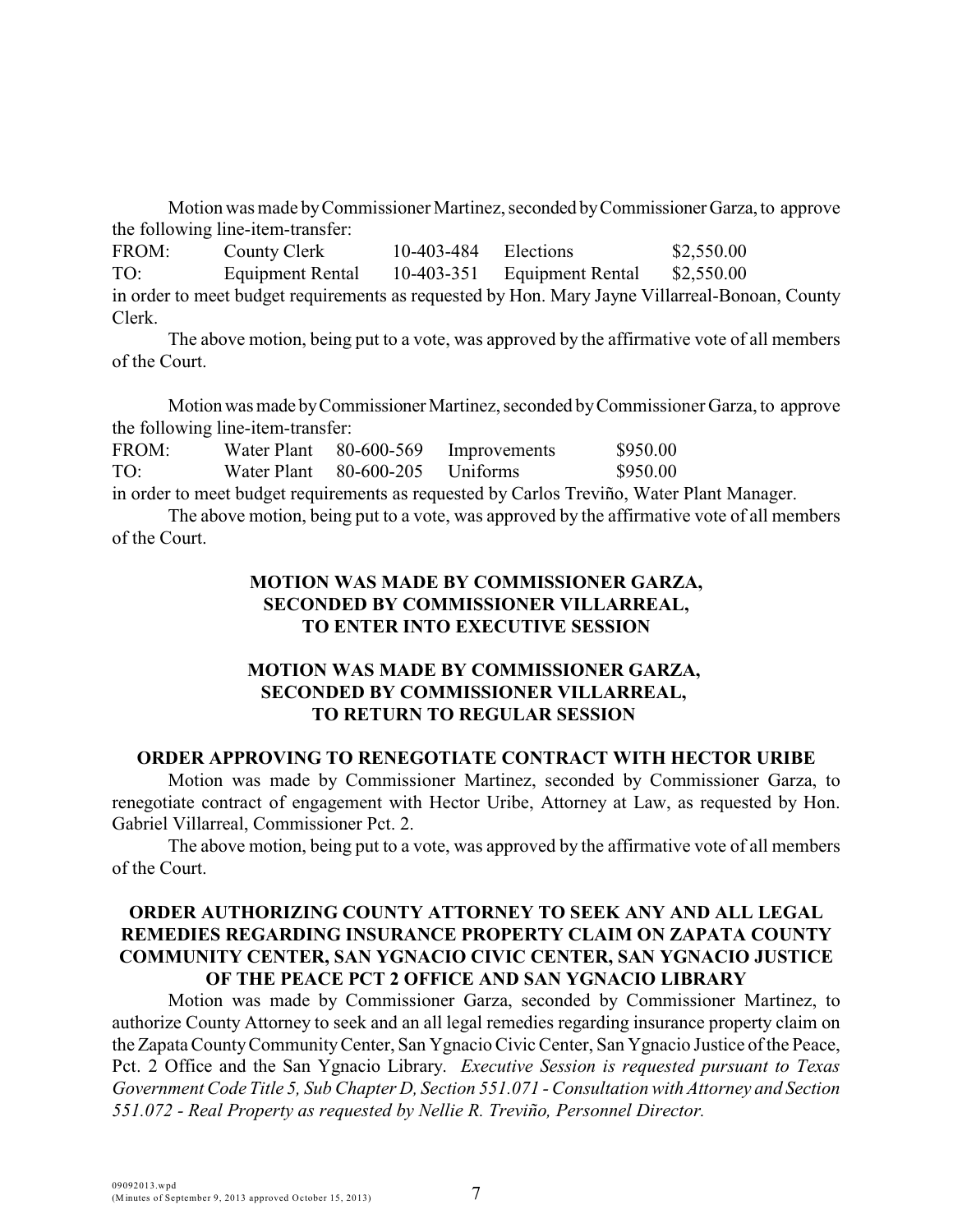Motion was made by Commissioner Martinez, seconded by Commissioner Garza, to approve the following line-item-transfer:

| | | | | |
|---|---|---|---|---|
| FROM: | County Clerk | 10-403-484 | Elections | \$2,550.00 |
| TO: | Equipment Rental | 10-403-351 | Equipment Rental | \$2,550.00 |

in order to meet budget requirements as requested by Hon. Mary Jayne Villarreal-Bonoan, County Clerk.

The above motion, being put to a vote, was approved by the affirmative vote of all members of the Court.

Motion was made by Commissioner Martinez, seconded by Commissioner Garza, to approve the following line-item-transfer:

| | | | | |
|---|---|---|---|---|
| FROM: | Water Plant | 80-600-569 | Improvements | \$950.00 |
| TO: | Water Plant | 80-600-205 | Uniforms | \$950.00 |

in order to meet budget requirements as requested by Carlos Treviño, Water Plant Manager.

The above motion, being put to a vote, was approved by the affirmative vote of all members of the Court.

**MOTION WAS MADE BY COMMISSIONER GARZA, SECONDED BY COMMISSIONER VILLARREAL, TO ENTER INTO EXECUTIVE SESSION**

**MOTION WAS MADE BY COMMISSIONER GARZA, SECONDED BY COMMISSIONER VILLARREAL, TO RETURN TO REGULAR SESSION**

**ORDER APPROVING TO RENEGOTIATE CONTRACT WITH HECTOR URIBE**

Motion was made by Commissioner Martinez, seconded by Commissioner Garza, to renegotiate contract of engagement with Hector Uribe, Attorney at Law, as requested by Hon. Gabriel Villarreal, Commissioner Pct. 2.

The above motion, being put to a vote, was approved by the affirmative vote of all members of the Court.

**ORDER AUTHORIZING COUNTY ATTORNEY TO SEEK ANY AND ALL LEGAL REMEDIES REGARDING INSURANCE PROPERTY CLAIM ON ZAPATA COUNTY COMMUNITY CENTER, SAN YGNACIO CIVIC CENTER, SAN YGNACIO JUSTICE OF THE PEACE PCT 2 OFFICE AND SAN YGNACIO LIBRARY**

Motion was made by Commissioner Garza, seconded by Commissioner Martinez, to authorize County Attorney to seek and an all legal remedies regarding insurance property claim on the Zapata County Community Center, San Ygnacio Civic Center, San Ygnacio Justice of the Peace, Pct. 2 Office and the San Ygnacio Library. *Executive Session is requested pursuant to Texas Government Code Title 5, Sub Chapter D, Section 551.071 - Consultation with Attorney and Section 551.072 - Real Property as requested by Nellie R. Treviño, Personnel Director.*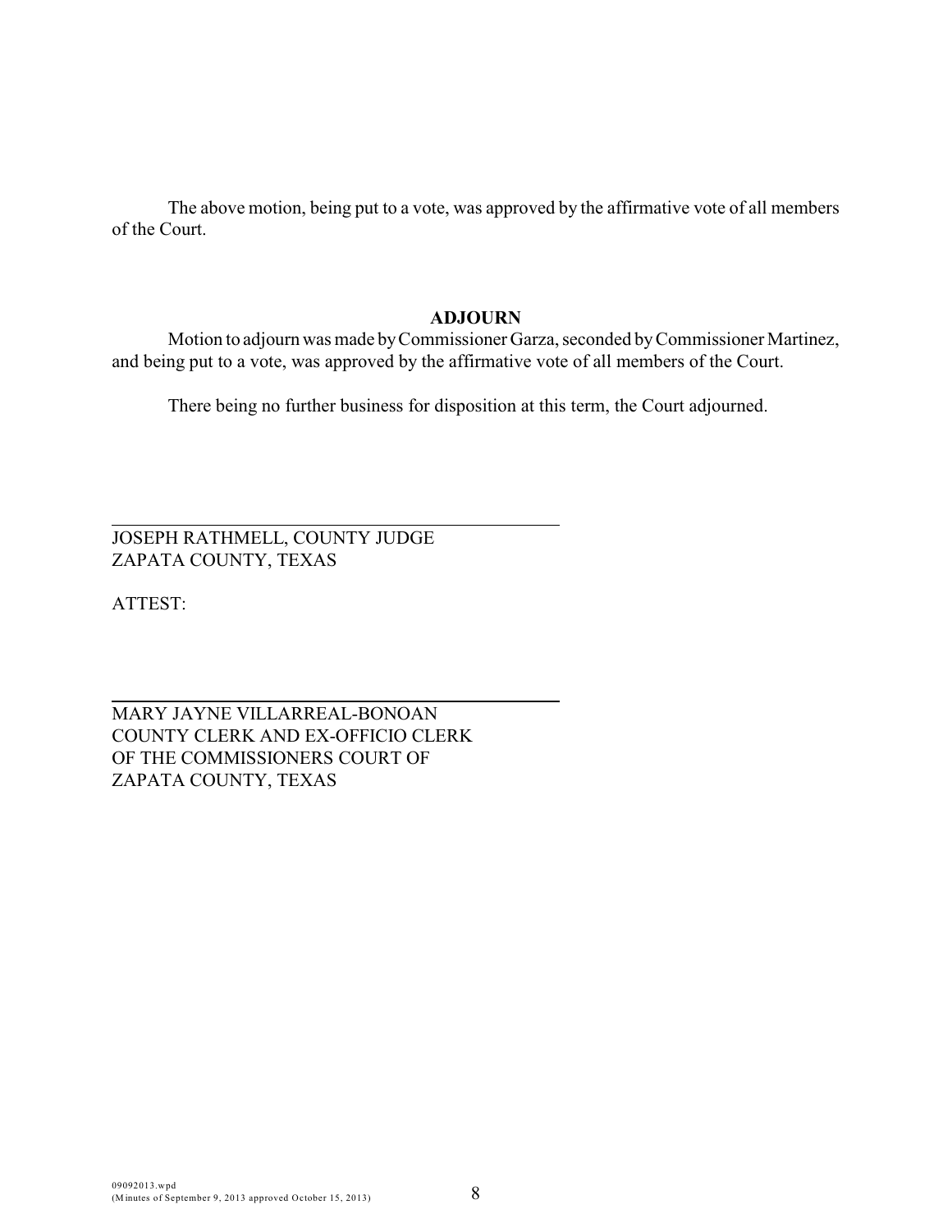The above motion, being put to a vote, was approved by the affirmative vote of all members of the Court.

**ADJOURN**

Motion to adjourn was made by Commissioner Garza, seconded by Commissioner Martinez, and being put to a vote, was approved by the affirmative vote of all members of the Court.

There being no further business for disposition at this term, the Court adjourned.

\_\_\_\_\_\_\_\_\_\_\_\_\_\_\_\_\_\_\_\_\_\_\_\_\_\_\_\_\_\_\_\_\_\_\_\_\_\_\_\_

JOSEPH RATHMELL, COUNTY JUDGE
ZAPATA COUNTY, TEXAS

ATTEST:

\_\_\_\_\_\_\_\_\_\_\_\_\_\_\_\_\_\_\_\_\_\_\_\_\_\_\_\_\_\_\_\_\_\_\_\_\_\_\_\_

MARY JAYNE VILLARREAL-BONOAN
COUNTY CLERK AND EX-OFFICIO CLERK
OF THE COMMISSIONERS COURT OF
ZAPATA COUNTY, TEXAS

09092013.wpd
(Minutes of September 9, 2013 approved October 15, 2013)